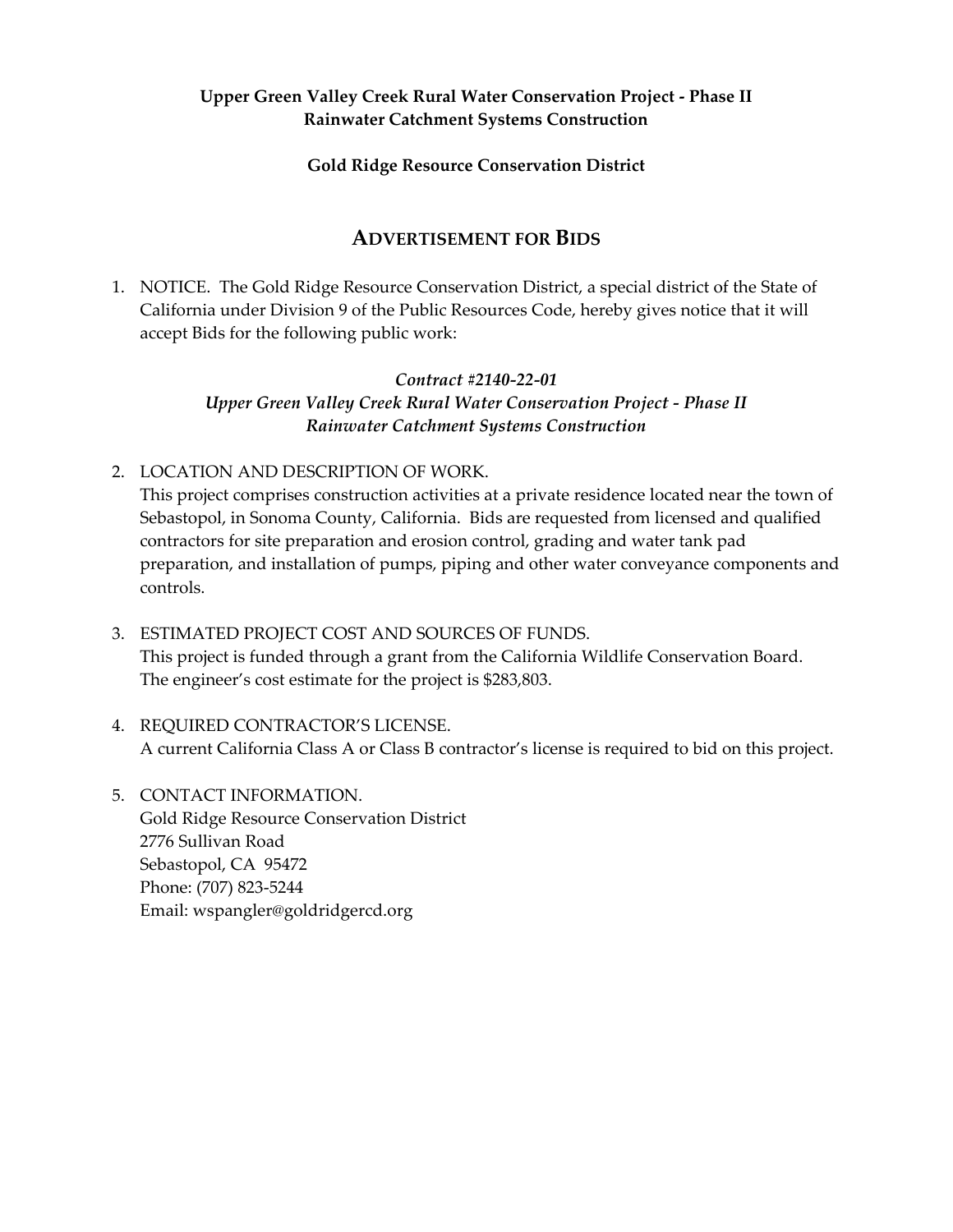**Upper Green Valley Creek Rural Water Conservation Project - Phase II**
**Rainwater Catchment Systems Construction**

**Gold Ridge Resource Conservation District**

# ADVERTISEMENT FOR BIDS

1. NOTICE. The Gold Ridge Resource Conservation District, a special district of the State of California under Division 9 of the Public Resources Code, hereby gives notice that it will accept Bids for the following public work:

   ***Contract #2140-22-01***
   ***Upper Green Valley Creek Rural Water Conservation Project - Phase II***
   ***Rainwater Catchment Systems Construction***

2. LOCATION AND DESCRIPTION OF WORK.
   This project comprises construction activities at a private residence located near the town of Sebastopol, in Sonoma County, California. Bids are requested from licensed and qualified contractors for site preparation and erosion control, grading and water tank pad preparation, and installation of pumps, piping and other water conveyance components and controls.

3. ESTIMATED PROJECT COST AND SOURCES OF FUNDS.
   This project is funded through a grant from the California Wildlife Conservation Board. The engineer's cost estimate for the project is $283,803.

4. REQUIRED CONTRACTOR'S LICENSE.
   A current California Class A or Class B contractor's license is required to bid on this project.

5. CONTACT INFORMATION.
   Gold Ridge Resource Conservation District
   2776 Sullivan Road
   Sebastopol, CA 95472
   Phone: (707) 823-5244
   Email: wspangler@goldridgercd.org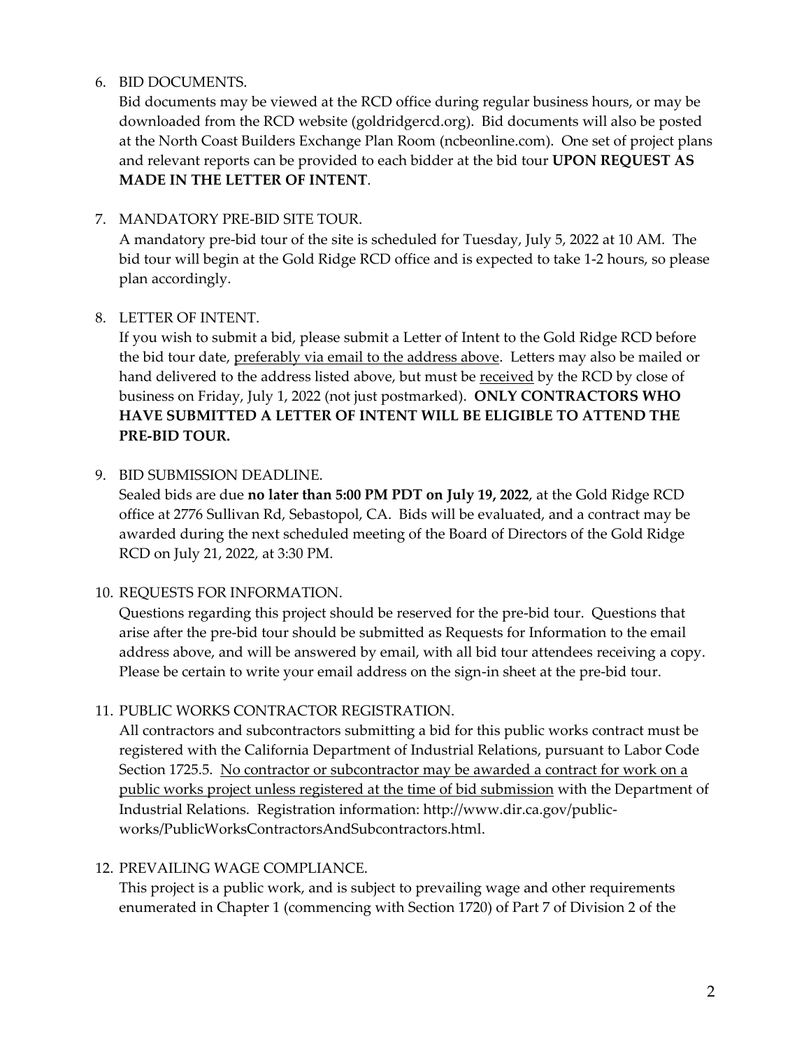6. BID DOCUMENTS.
   Bid documents may be viewed at the RCD office during regular business hours, or may be downloaded from the RCD website (goldridgercd.org). Bid documents will also be posted at the North Coast Builders Exchange Plan Room (ncbeonline.com). One set of project plans and relevant reports can be provided to each bidder at the bid tour **UPON REQUEST AS MADE IN THE LETTER OF INTENT**.

7. MANDATORY PRE-BID SITE TOUR.
   A mandatory pre-bid tour of the site is scheduled for Tuesday, July 5, 2022 at 10 AM. The bid tour will begin at the Gold Ridge RCD office and is expected to take 1-2 hours, so please plan accordingly.

8. LETTER OF INTENT.
   If you wish to submit a bid, please submit a Letter of Intent to the Gold Ridge RCD before the bid tour date, <u>preferably via email to the address above</u>. Letters may also be mailed or hand delivered to the address listed above, but must be <u>received</u> by the RCD by close of business on Friday, July 1, 2022 (not just postmarked). **ONLY CONTRACTORS WHO HAVE SUBMITTED A LETTER OF INTENT WILL BE ELIGIBLE TO ATTEND THE PRE-BID TOUR.**

9. BID SUBMISSION DEADLINE.
   Sealed bids are due **no later than 5:00 PM PDT on July 19, 2022**, at the Gold Ridge RCD office at 2776 Sullivan Rd, Sebastopol, CA. Bids will be evaluated, and a contract may be awarded during the next scheduled meeting of the Board of Directors of the Gold Ridge RCD on July 21, 2022, at 3:30 PM.

10. REQUESTS FOR INFORMATION.
    Questions regarding this project should be reserved for the pre-bid tour. Questions that arise after the pre-bid tour should be submitted as Requests for Information to the email address above, and will be answered by email, with all bid tour attendees receiving a copy. Please be certain to write your email address on the sign-in sheet at the pre-bid tour.

11. PUBLIC WORKS CONTRACTOR REGISTRATION.
    All contractors and subcontractors submitting a bid for this public works contract must be registered with the California Department of Industrial Relations, pursuant to Labor Code Section 1725.5. <u>No contractor or subcontractor may be awarded a contract for work on a public works project unless registered at the time of bid submission</u> with the Department of Industrial Relations. Registration information: http://www.dir.ca.gov/public-works/PublicWorksContractorsAndSubcontractors.html.

12. PREVAILING WAGE COMPLIANCE.
    This project is a public work, and is subject to prevailing wage and other requirements enumerated in Chapter 1 (commencing with Section 1720) of Part 7 of Division 2 of the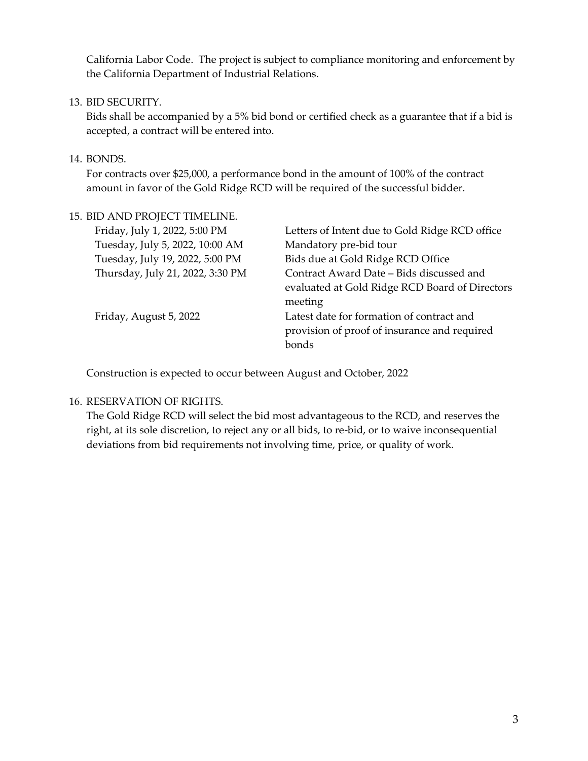California Labor Code. The project is subject to compliance monitoring and enforcement by the California Department of Industrial Relations.

13. BID SECURITY.
    Bids shall be accompanied by a 5% bid bond or certified check as a guarantee that if a bid is accepted, a contract will be entered into.

14. BONDS.
    For contracts over $25,000, a performance bond in the amount of 100% of the contract amount in favor of the Gold Ridge RCD will be required of the successful bidder.

15. BID AND PROJECT TIMELINE.

| | |
|---|---|
| Friday, July 1, 2022, 5:00 PM | Letters of Intent due to Gold Ridge RCD office |
| Tuesday, July 5, 2022, 10:00 AM | Mandatory pre-bid tour |
| Tuesday, July 19, 2022, 5:00 PM | Bids due at Gold Ridge RCD Office |
| Thursday, July 21, 2022, 3:30 PM | Contract Award Date – Bids discussed and evaluated at Gold Ridge RCD Board of Directors meeting |
| Friday, August 5, 2022 | Latest date for formation of contract and provision of proof of insurance and required bonds |

Construction is expected to occur between August and October, 2022

16. RESERVATION OF RIGHTS.
    The Gold Ridge RCD will select the bid most advantageous to the RCD, and reserves the right, at its sole discretion, to reject any or all bids, to re-bid, or to waive inconsequential deviations from bid requirements not involving time, price, or quality of work.